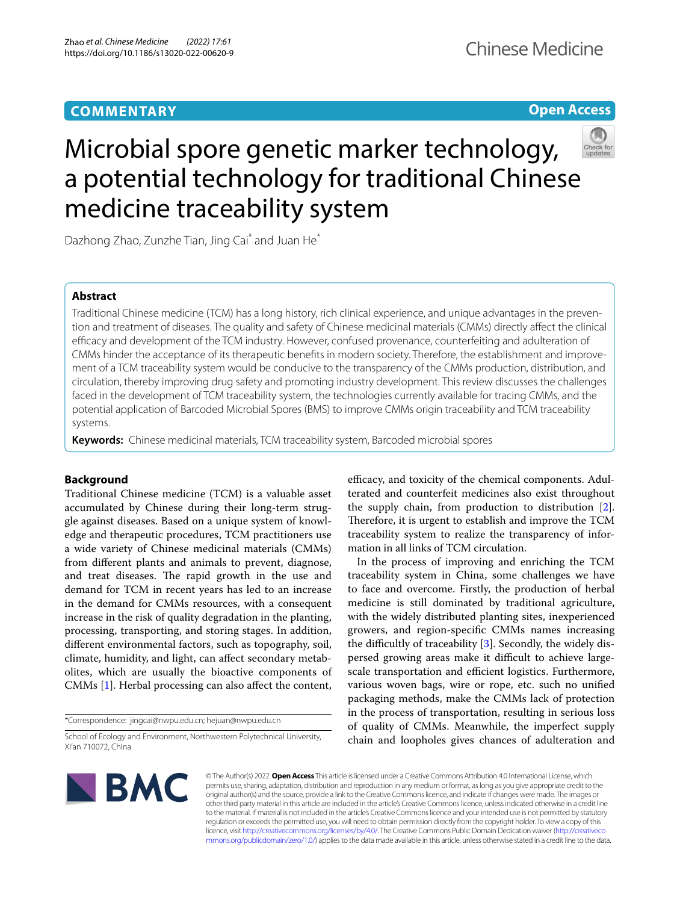COMMENTARY

Open Access

# Microbial spore genetic marker technology, a potential technology for traditional Chinese medicine traceability system

Dazhong Zhao, Zunzhe Tian, Jing Cai* and Juan He*

## Abstract

Traditional Chinese medicine (TCM) has a long history, rich clinical experience, and unique advantages in the prevention and treatment of diseases. The quality and safety of Chinese medicinal materials (CMMs) directly affect the clinical efficacy and development of the TCM industry. However, confused provenance, counterfeiting and adulteration of CMMs hinder the acceptance of its therapeutic benefits in modern society. Therefore, the establishment and improvement of a TCM traceability system would be conducive to the transparency of the CMMs production, distribution, and circulation, thereby improving drug safety and promoting industry development. This review discusses the challenges faced in the development of TCM traceability system, the technologies currently available for tracing CMMs, and the potential application of Barcoded Microbial Spores (BMS) to improve CMMs origin traceability and TCM traceability systems.

**Keywords:** Chinese medicinal materials, TCM traceability system, Barcoded microbial spores

## Background

Traditional Chinese medicine (TCM) is a valuable asset accumulated by Chinese during their long-term struggle against diseases. Based on a unique system of knowledge and therapeutic procedures, TCM practitioners use a wide variety of Chinese medicinal materials (CMMs) from different plants and animals to prevent, diagnose, and treat diseases. The rapid growth in the use and demand for TCM in recent years has led to an increase in the demand for CMMs resources, with a consequent increase in the risk of quality degradation in the planting, processing, transporting, and storing stages. In addition, different environmental factors, such as topography, soil, climate, humidity, and light, can affect secondary metabolites, which are usually the bioactive components of CMMs [1]. Herbal processing can also affect the content, efficacy, and toxicity of the chemical components. Adulterated and counterfeit medicines also exist throughout the supply chain, from production to distribution [2]. Therefore, it is urgent to establish and improve the TCM traceability system to realize the transparency of information in all links of TCM circulation.

In the process of improving and enriching the TCM traceability system in China, some challenges we have to face and overcome. Firstly, the production of herbal medicine is still dominated by traditional agriculture, with the widely distributed planting sites, inexperienced growers, and region-specific CMMs names increasing the difficultly of traceability [3]. Secondly, the widely dispersed growing areas make it difficult to achieve large-scale transportation and efficient logistics. Furthermore, various woven bags, wire or rope, etc. such no unified packaging methods, make the CMMs lack of protection in the process of transportation, resulting in serious loss of quality of CMMs. Meanwhile, the imperfect supply chain and loopholes gives chances of adulteration and

*Correspondence: jingcai@nwpu.edu.cn; hejuan@nwpu.edu.cn

School of Ecology and Environment, Northwestern Polytechnical University, Xi'an 710072, China

© The Author(s) 2022. **Open Access** This article is licensed under a Creative Commons Attribution 4.0 International License, which permits use, sharing, adaptation, distribution and reproduction in any medium or format, as long as you give appropriate credit to the original author(s) and the source, provide a link to the Creative Commons licence, and indicate if changes were made. The images or other third party material in this article are included in the article's Creative Commons licence, unless indicated otherwise in a credit line to the material. If material is not included in the article's Creative Commons licence and your intended use is not permitted by statutory regulation or exceeds the permitted use, you will need to obtain permission directly from the copyright holder. To view a copy of this licence, visit http://creativecommons.org/licenses/by/4.0/. The Creative Commons Public Domain Dedication waiver (http://creativecommons.org/publicdomain/zero/1.0/) applies to the data made available in this article, unless otherwise stated in a credit line to the data.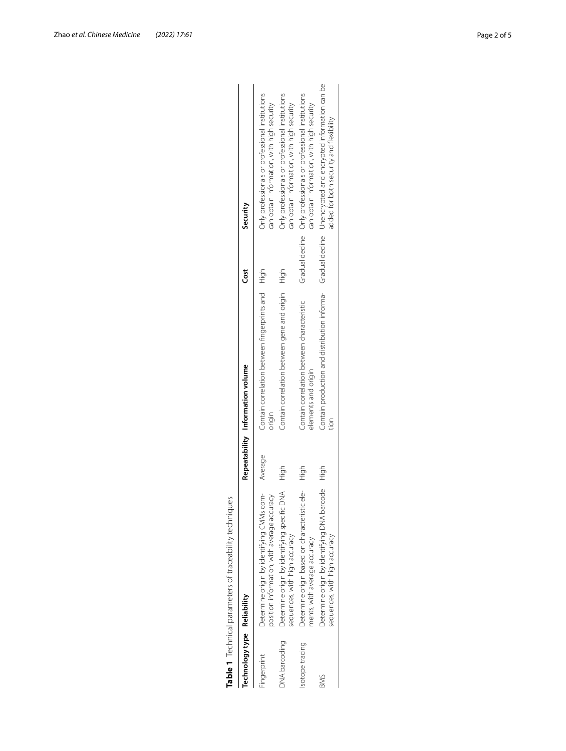**Table 1** Technical parameters of traceability techniques

| Technology type | Reliability | Repeatability | Information volume | Cost | Security |
|---|---|---|---|---|---|
| Fingerprint | Determine origin by identifying CMMs composition information, with average accuracy | Average | Contain correlation between fingerprints and origin | High | Only professionals or professional institutions can obtain information, with high security |
| DNA barcoding | Determine origin by identifying specific DNA sequences, with high accuracy | High | Contain correlation between gene and origin | High | Only professionals or professional institutions can obtain information, with high security |
| Isotope tracing | Determine origin based on characteristic elements, with average accuracy | High | Contain correlation between characteristic elements and origin | Gradual decline | Only professionals or professional institutions can obtain information, with high security |
| BMS | Determine origin by identifying DNA barcode sequences, with high accuracy | High | Contain production and distribution information | Gradual decline | Unencrypted and encrypted information can be added for both security and flexibility |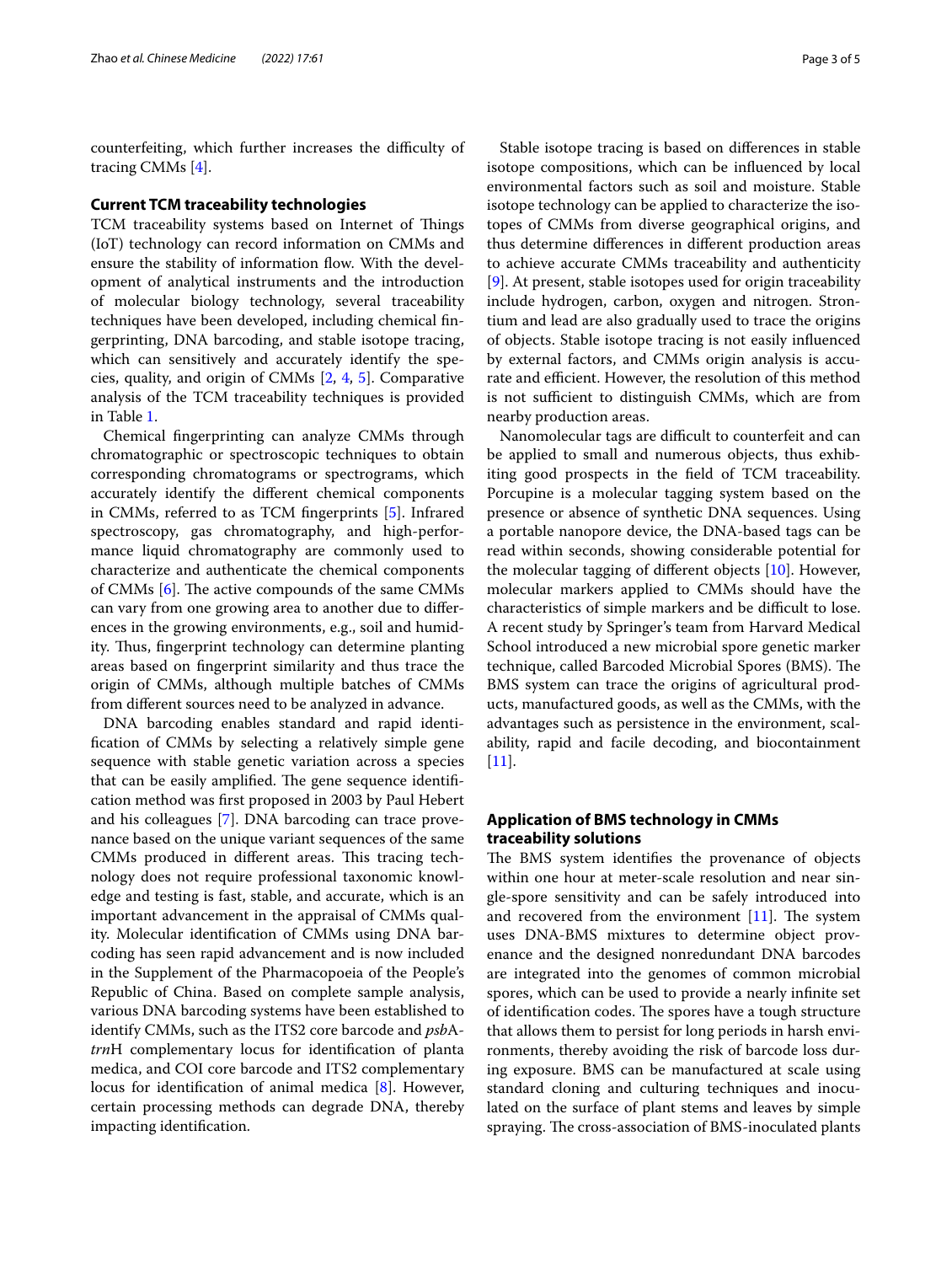counterfeiting, which further increases the difficulty of tracing CMMs [4].

## Current TCM traceability technologies

TCM traceability systems based on Internet of Things (IoT) technology can record information on CMMs and ensure the stability of information flow. With the development of analytical instruments and the introduction of molecular biology technology, several traceability techniques have been developed, including chemical fingerprinting, DNA barcoding, and stable isotope tracing, which can sensitively and accurately identify the species, quality, and origin of CMMs [2, 4, 5]. Comparative analysis of the TCM traceability techniques is provided in Table 1.

Chemical fingerprinting can analyze CMMs through chromatographic or spectroscopic techniques to obtain corresponding chromatograms or spectrograms, which accurately identify the different chemical components in CMMs, referred to as TCM fingerprints [5]. Infrared spectroscopy, gas chromatography, and high-performance liquid chromatography are commonly used to characterize and authenticate the chemical components of CMMs [6]. The active compounds of the same CMMs can vary from one growing area to another due to differences in the growing environments, e.g., soil and humidity. Thus, fingerprint technology can determine planting areas based on fingerprint similarity and thus trace the origin of CMMs, although multiple batches of CMMs from different sources need to be analyzed in advance.

DNA barcoding enables standard and rapid identification of CMMs by selecting a relatively simple gene sequence with stable genetic variation across a species that can be easily amplified. The gene sequence identification method was first proposed in 2003 by Paul Hebert and his colleagues [7]. DNA barcoding can trace provenance based on the unique variant sequences of the same CMMs produced in different areas. This tracing technology does not require professional taxonomic knowledge and testing is fast, stable, and accurate, which is an important advancement in the appraisal of CMMs quality. Molecular identification of CMMs using DNA barcoding has seen rapid advancement and is now included in the Supplement of the Pharmacopoeia of the People's Republic of China. Based on complete sample analysis, various DNA barcoding systems have been established to identify CMMs, such as the ITS2 core barcode and *psb*A-*trn*H complementary locus for identification of planta medica, and COI core barcode and ITS2 complementary locus for identification of animal medica [8]. However, certain processing methods can degrade DNA, thereby impacting identification.

Stable isotope tracing is based on differences in stable isotope compositions, which can be influenced by local environmental factors such as soil and moisture. Stable isotope technology can be applied to characterize the isotopes of CMMs from diverse geographical origins, and thus determine differences in different production areas to achieve accurate CMMs traceability and authenticity [9]. At present, stable isotopes used for origin traceability include hydrogen, carbon, oxygen and nitrogen. Strontium and lead are also gradually used to trace the origins of objects. Stable isotope tracing is not easily influenced by external factors, and CMMs origin analysis is accurate and efficient. However, the resolution of this method is not sufficient to distinguish CMMs, which are from nearby production areas.

Nanomolecular tags are difficult to counterfeit and can be applied to small and numerous objects, thus exhibiting good prospects in the field of TCM traceability. Porcupine is a molecular tagging system based on the presence or absence of synthetic DNA sequences. Using a portable nanopore device, the DNA-based tags can be read within seconds, showing considerable potential for the molecular tagging of different objects [10]. However, molecular markers applied to CMMs should have the characteristics of simple markers and be difficult to lose. A recent study by Springer's team from Harvard Medical School introduced a new microbial spore genetic marker technique, called Barcoded Microbial Spores (BMS). The BMS system can trace the origins of agricultural products, manufactured goods, as well as the CMMs, with the advantages such as persistence in the environment, scalability, rapid and facile decoding, and biocontainment [11].

## Application of BMS technology in CMMs traceability solutions

The BMS system identifies the provenance of objects within one hour at meter-scale resolution and near single-spore sensitivity and can be safely introduced into and recovered from the environment [11]. The system uses DNA-BMS mixtures to determine object provenance and the designed nonredundant DNA barcodes are integrated into the genomes of common microbial spores, which can be used to provide a nearly infinite set of identification codes. The spores have a tough structure that allows them to persist for long periods in harsh environments, thereby avoiding the risk of barcode loss during exposure. BMS can be manufactured at scale using standard cloning and culturing techniques and inoculated on the surface of plant stems and leaves by simple spraying. The cross-association of BMS-inoculated plants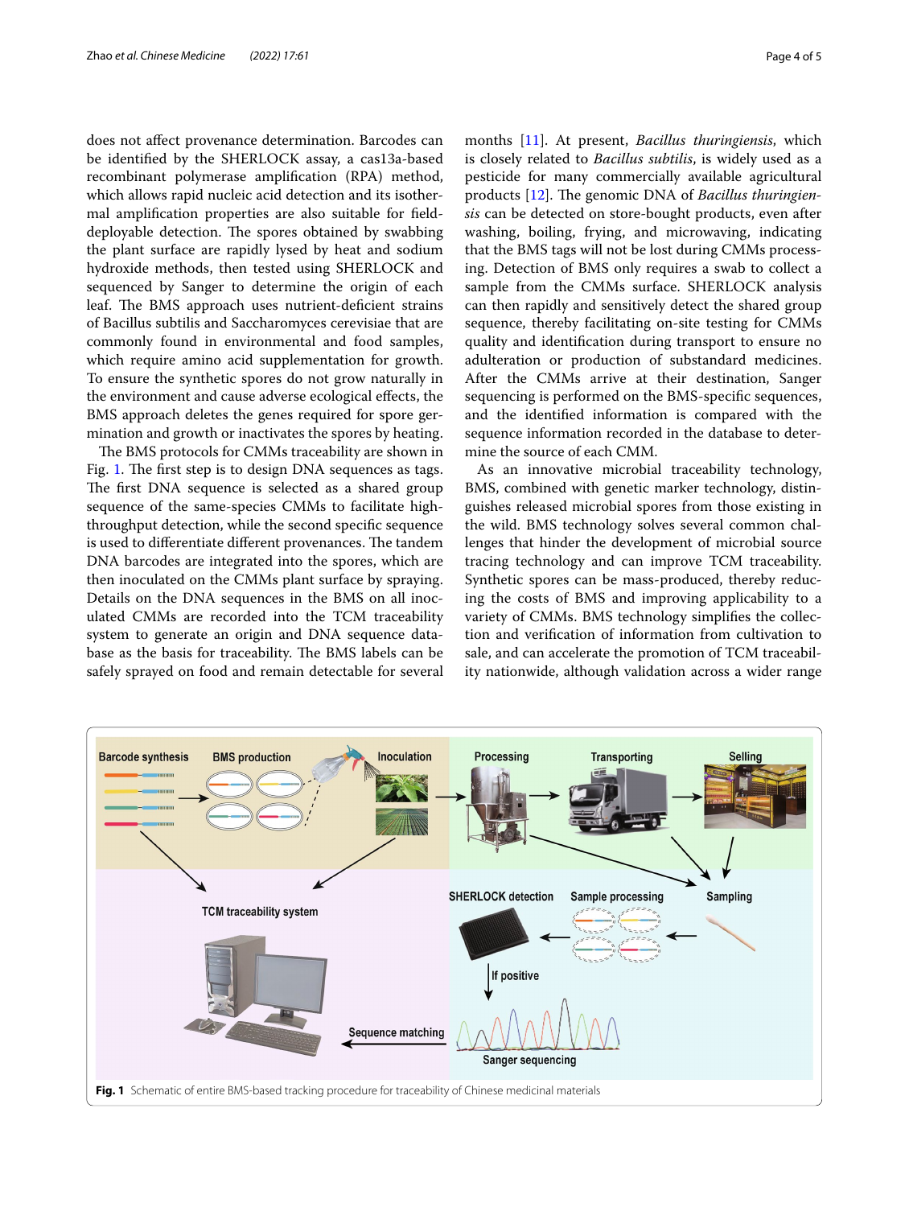does not affect provenance determination. Barcodes can be identified by the SHERLOCK assay, a cas13a-based recombinant polymerase amplification (RPA) method, which allows rapid nucleic acid detection and its isothermal amplification properties are also suitable for field-deployable detection. The spores obtained by swabbing the plant surface are rapidly lysed by heat and sodium hydroxide methods, then tested using SHERLOCK and sequenced by Sanger to determine the origin of each leaf. The BMS approach uses nutrient-deficient strains of Bacillus subtilis and Saccharomyces cerevisiae that are commonly found in environmental and food samples, which require amino acid supplementation for growth. To ensure the synthetic spores do not grow naturally in the environment and cause adverse ecological effects, the BMS approach deletes the genes required for spore germination and growth or inactivates the spores by heating.

The BMS protocols for CMMs traceability are shown in Fig. 1. The first step is to design DNA sequences as tags. The first DNA sequence is selected as a shared group sequence of the same-species CMMs to facilitate high-throughput detection, while the second specific sequence is used to differentiate different provenances. The tandem DNA barcodes are integrated into the spores, which are then inoculated on the CMMs plant surface by spraying. Details on the DNA sequences in the BMS on all inoculated CMMs are recorded into the TCM traceability system to generate an origin and DNA sequence database as the basis for traceability. The BMS labels can be safely sprayed on food and remain detectable for several months [11]. At present, *Bacillus thuringiensis*, which is closely related to *Bacillus subtilis*, is widely used as a pesticide for many commercially available agricultural products [12]. The genomic DNA of *Bacillus thuringiensis* can be detected on store-bought products, even after washing, boiling, frying, and microwaving, indicating that the BMS tags will not be lost during CMMs processing. Detection of BMS only requires a swab to collect a sample from the CMMs surface. SHERLOCK analysis can then rapidly and sensitively detect the shared group sequence, thereby facilitating on-site testing for CMMs quality and identification during transport to ensure no adulteration or production of substandard medicines. After the CMMs arrive at their destination, Sanger sequencing is performed on the BMS-specific sequences, and the identified information is compared with the sequence information recorded in the database to determine the source of each CMM.

As an innovative microbial traceability technology, BMS, combined with genetic marker technology, distinguishes released microbial spores from those existing in the wild. BMS technology solves several common challenges that hinder the development of microbial source tracing technology and can improve TCM traceability. Synthetic spores can be mass-produced, thereby reducing the costs of BMS and improving applicability to a variety of CMMs. BMS technology simplifies the collection and verification of information from cultivation to sale, and can accelerate the promotion of TCM traceability nationwide, although validation across a wider range

**Fig. 1** Schematic of entire BMS-based tracking procedure for traceability of Chinese medicinal materials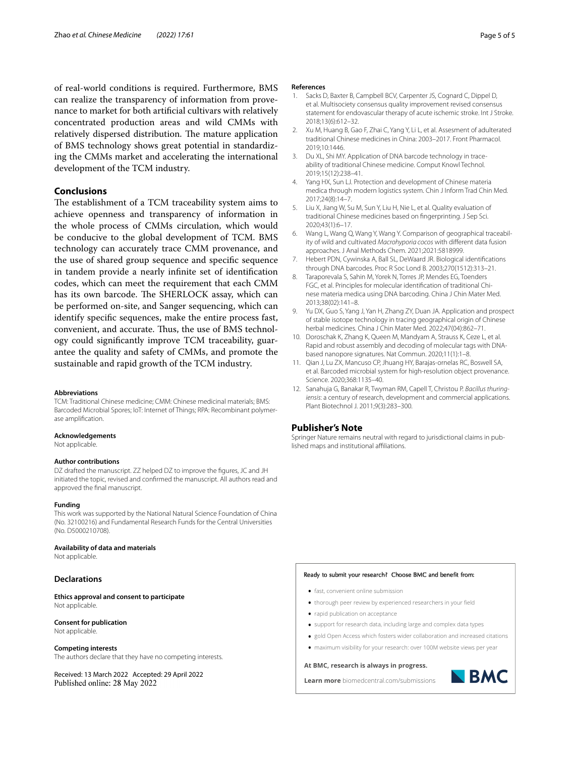of real-world conditions is required. Furthermore, BMS can realize the transparency of information from provenance to market for both artificial cultivars with relatively concentrated production areas and wild CMMs with relatively dispersed distribution. The mature application of BMS technology shows great potential in standardizing the CMMs market and accelerating the international development of the TCM industry.

## Conclusions

The establishment of a TCM traceability system aims to achieve openness and transparency of information in the whole process of CMMs circulation, which would be conducive to the global development of TCM. BMS technology can accurately trace CMM provenance, and the use of shared group sequence and specific sequence in tandem provide a nearly infinite set of identification codes, which can meet the requirement that each CMM has its own barcode. The SHERLOCK assay, which can be performed on-site, and Sanger sequencing, which can identify specific sequences, make the entire process fast, convenient, and accurate. Thus, the use of BMS technology could significantly improve TCM traceability, guarantee the quality and safety of CMMs, and promote the sustainable and rapid growth of the TCM industry.

#### Abbreviations

TCM: Traditional Chinese medicine; CMM: Chinese medicinal materials; BMS: Barcoded Microbial Spores; IoT: Internet of Things; RPA: Recombinant polymerase amplification.

#### Acknowledgements

Not applicable.

#### Author contributions

DZ drafted the manuscript. ZZ helped DZ to improve the figures, JC and JH initiated the topic, revised and confirmed the manuscript. All authors read and approved the final manuscript.

#### Funding

This work was supported by the National Natural Science Foundation of China (No. 32100216) and Fundamental Research Funds for the Central Universities (No. D5000210708).

#### Availability of data and materials

Not applicable.

### Declarations

#### Ethics approval and consent to participate

Not applicable.

#### Consent for publication

Not applicable.

#### Competing interests

The authors declare that they have no competing interests.

Received: 13 March 2022 Accepted: 29 April 2022
Published online: 28 May 2022

#### References

1. Sacks D, Baxter B, Campbell BCV, Carpenter JS, Cognard C, Dippel D, et al. Multisociety consensus quality improvement revised consensus statement for endovascular therapy of acute ischemic stroke. Int J Stroke. 2018;13(6):612–32.
2. Xu M, Huang B, Gao F, Zhai C, Yang Y, Li L, et al. Assesment of adulterated traditional Chinese medicines in China: 2003–2017. Front Pharmacol. 2019;10:1446.
3. Du XL, Shi MY. Application of DNA barcode technology in traceability of traditional Chinese medicine. Comput Knowl Technol. 2019;15(12):238–41.
4. Yang HX, Sun LJ. Protection and development of Chinese materia medica through modern logistics system. Chin J Inform Trad Chin Med. 2017;24(8):14–7.
5. Liu X, Jiang W, Su M, Sun Y, Liu H, Nie L, et al. Quality evaluation of traditional Chinese medicines based on fingerprinting. J Sep Sci. 2020;43(1):6–17.
6. Wang L, Wang Q, Wang Y, Wang Y. Comparison of geographical traceability of wild and cultivated *Macrohyporia cocos* with different data fusion approaches. J Anal Methods Chem. 2021;2021:5818999.
7. Hebert PDN, Cywinska A, Ball SL, DeWaard JR. Biological identifications through DNA barcodes. Proc R Soc Lond B. 2003;270(1512):313–21.
8. Taraporevala S, Sahin M, Yorek N, Torres JP, Mendes EG, Toenders FGC, et al. Principles for molecular identification of traditional Chinese materia medica using DNA barcoding. China J Chin Mater Med. 2013;38(02):141–8.
9. Yu DX, Guo S, Yang J, Yan H, Zhang ZY, Duan JA. Application and prospect of stable isotope technology in tracing geographical origin of Chinese herbal medicines. China J Chin Mater Med. 2022;47(04):862–71.
10. Doroschak K, Zhang K, Queen M, Mandyam A, Strauss K, Ceze L, et al. Rapid and robust assembly and decoding of molecular tags with DNA-based nanopore signatures. Nat Commun. 2020;11(1):1–8.
11. Qian J, Lu ZX, Mancuso CP, Jhuang HY, Barajas-ornelas RC, Boswell SA, et al. Barcoded microbial system for high-resolution object provenance. Science. 2020;368:1135–40.
12. Sanahuja G, Banakar R, Twyman RM, Capell T, Christou P. *Bacillus thuringiensis*: a century of research, development and commercial applications. Plant Biotechnol J. 2011;9(3):283–300.

## Publisher's Note

Springer Nature remains neutral with regard to jurisdictional claims in published maps and institutional affiliations.

Ready to submit your research? Choose BMC and benefit from:

- fast, convenient online submission
- thorough peer review by experienced researchers in your field
- rapid publication on acceptance
- support for research data, including large and complex data types
- gold Open Access which fosters wider collaboration and increased citations
- maximum visibility for your research: over 100M website views per year

**At BMC, research is always in progress.**

**Learn more** biomedcentral.com/submissions

BMC